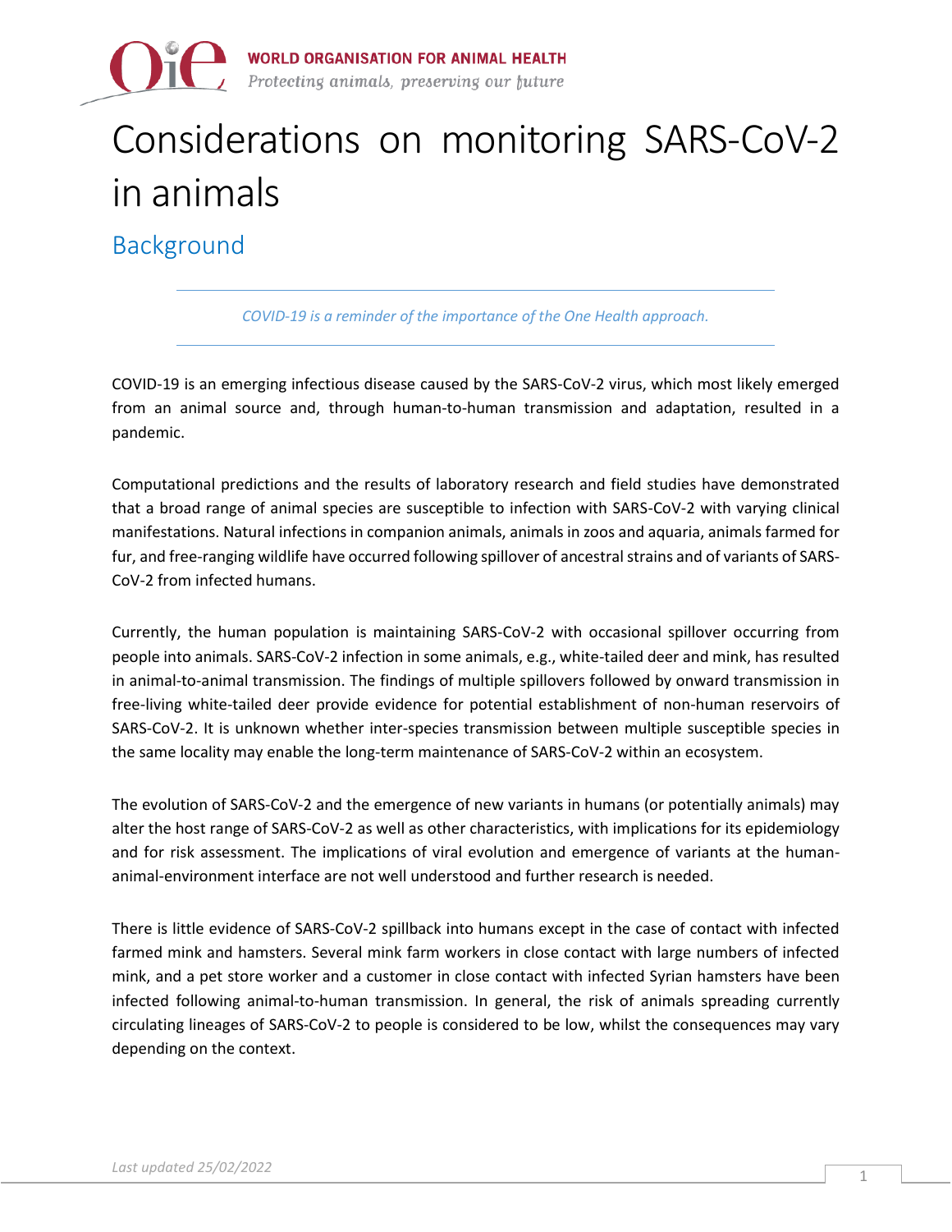WORLD ORGANISATION FOR ANIMAL HEALTH
*Protecting animals, preserving our future*

# Considerations on monitoring SARS-CoV-2 in animals

## Background

*COVID-19 is a reminder of the importance of the One Health approach.*

COVID-19 is an emerging infectious disease caused by the SARS-CoV-2 virus, which most likely emerged from an animal source and, through human-to-human transmission and adaptation, resulted in a pandemic.

Computational predictions and the results of laboratory research and field studies have demonstrated that a broad range of animal species are susceptible to infection with SARS-CoV-2 with varying clinical manifestations. Natural infections in companion animals, animals in zoos and aquaria, animals farmed for fur, and free-ranging wildlife have occurred following spillover of ancestral strains and of variants of SARS-CoV-2 from infected humans.

Currently, the human population is maintaining SARS-CoV-2 with occasional spillover occurring from people into animals. SARS-CoV-2 infection in some animals, e.g., white-tailed deer and mink, has resulted in animal-to-animal transmission. The findings of multiple spillovers followed by onward transmission in free-living white-tailed deer provide evidence for potential establishment of non-human reservoirs of SARS-CoV-2. It is unknown whether inter-species transmission between multiple susceptible species in the same locality may enable the long-term maintenance of SARS-CoV-2 within an ecosystem.

The evolution of SARS-CoV-2 and the emergence of new variants in humans (or potentially animals) may alter the host range of SARS-CoV-2 as well as other characteristics, with implications for its epidemiology and for risk assessment. The implications of viral evolution and emergence of variants at the human-animal-environment interface are not well understood and further research is needed.

There is little evidence of SARS-CoV-2 spillback into humans except in the case of contact with infected farmed mink and hamsters. Several mink farm workers in close contact with large numbers of infected mink, and a pet store worker and a customer in close contact with infected Syrian hamsters have been infected following animal-to-human transmission. In general, the risk of animals spreading currently circulating lineages of SARS-CoV-2 to people is considered to be low, whilst the consequences may vary depending on the context.

*Last updated 25/02/2022*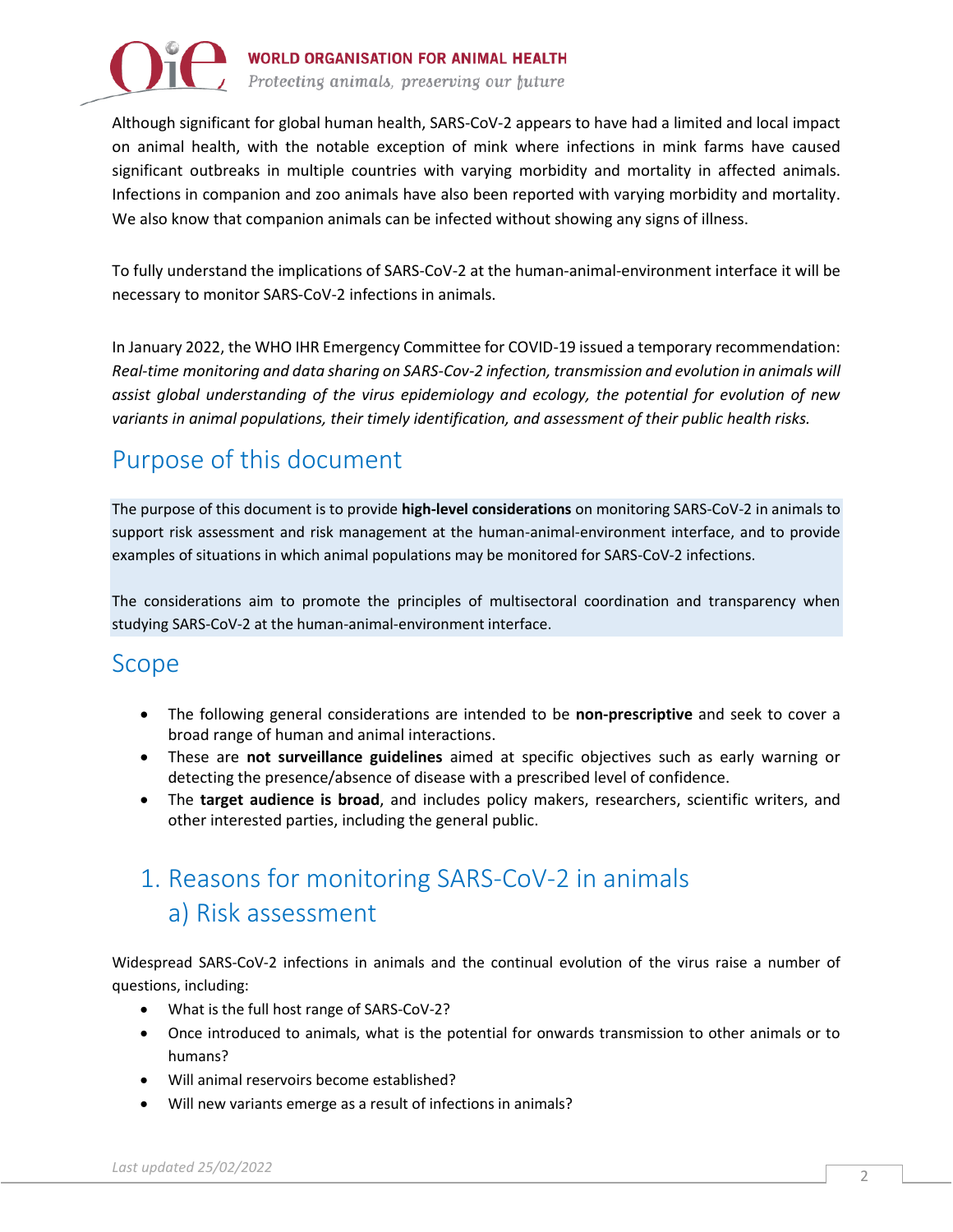Although significant for global human health, SARS-CoV-2 appears to have had a limited and local impact on animal health, with the notable exception of mink where infections in mink farms have caused significant outbreaks in multiple countries with varying morbidity and mortality in affected animals. Infections in companion and zoo animals have also been reported with varying morbidity and mortality. We also know that companion animals can be infected without showing any signs of illness.

To fully understand the implications of SARS-CoV-2 at the human-animal-environment interface it will be necessary to monitor SARS-CoV-2 infections in animals.

In January 2022, the WHO IHR Emergency Committee for COVID-19 issued a temporary recommendation: *Real-time monitoring and data sharing on SARS-Cov-2 infection, transmission and evolution in animals will assist global understanding of the virus epidemiology and ecology, the potential for evolution of new variants in animal populations, their timely identification, and assessment of their public health risks.*

## Purpose of this document

The purpose of this document is to provide **high-level considerations** on monitoring SARS-CoV-2 in animals to support risk assessment and risk management at the human-animal-environment interface, and to provide examples of situations in which animal populations may be monitored for SARS-CoV-2 infections.

The considerations aim to promote the principles of multisectoral coordination and transparency when studying SARS-CoV-2 at the human-animal-environment interface.

## Scope

- The following general considerations are intended to be **non-prescriptive** and seek to cover a broad range of human and animal interactions.
- These are **not surveillance guidelines** aimed at specific objectives such as early warning or detecting the presence/absence of disease with a prescribed level of confidence.
- The **target audience is broad**, and includes policy makers, researchers, scientific writers, and other interested parties, including the general public.

## 1. Reasons for monitoring SARS-CoV-2 in animals

### a) Risk assessment

Widespread SARS-CoV-2 infections in animals and the continual evolution of the virus raise a number of questions, including:

- What is the full host range of SARS-CoV-2?
- Once introduced to animals, what is the potential for onwards transmission to other animals or to humans?
- Will animal reservoirs become established?
- Will new variants emerge as a result of infections in animals?

*Last updated 25/02/2022*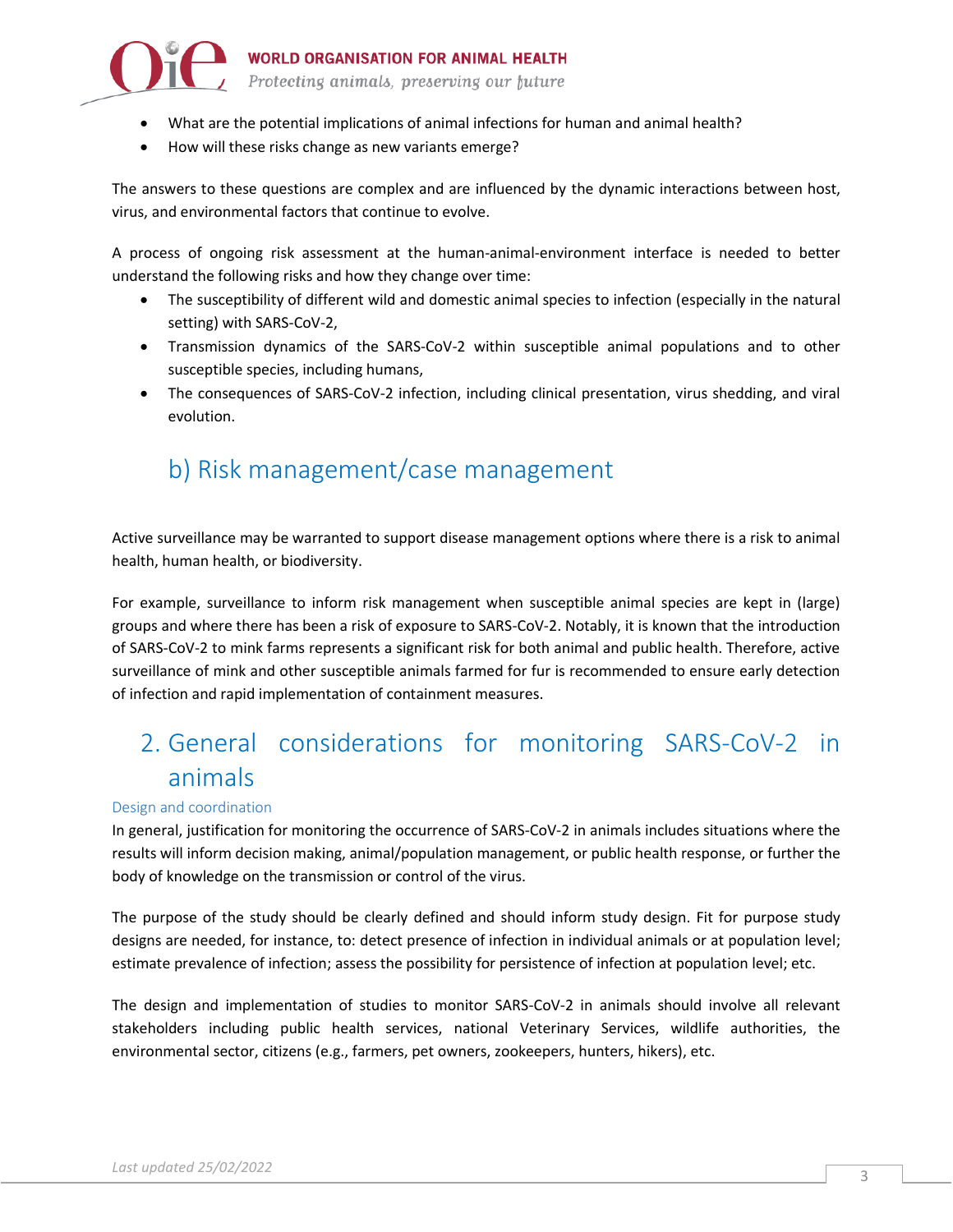- What are the potential implications of animal infections for human and animal health?
- How will these risks change as new variants emerge?

The answers to these questions are complex and are influenced by the dynamic interactions between host, virus, and environmental factors that continue to evolve.

A process of ongoing risk assessment at the human-animal-environment interface is needed to better understand the following risks and how they change over time:

- The susceptibility of different wild and domestic animal species to infection (especially in the natural setting) with SARS-CoV-2,
- Transmission dynamics of the SARS-CoV-2 within susceptible animal populations and to other susceptible species, including humans,
- The consequences of SARS-CoV-2 infection, including clinical presentation, virus shedding, and viral evolution.

### b) Risk management/case management

Active surveillance may be warranted to support disease management options where there is a risk to animal health, human health, or biodiversity.

For example, surveillance to inform risk management when susceptible animal species are kept in (large) groups and where there has been a risk of exposure to SARS-CoV-2. Notably, it is known that the introduction of SARS-CoV-2 to mink farms represents a significant risk for both animal and public health. Therefore, active surveillance of mink and other susceptible animals farmed for fur is recommended to ensure early detection of infection and rapid implementation of containment measures.

## 2. General considerations for monitoring SARS-CoV-2 in animals

#### Design and coordination

In general, justification for monitoring the occurrence of SARS-CoV-2 in animals includes situations where the results will inform decision making, animal/population management, or public health response, or further the body of knowledge on the transmission or control of the virus.

The purpose of the study should be clearly defined and should inform study design. Fit for purpose study designs are needed, for instance, to: detect presence of infection in individual animals or at population level; estimate prevalence of infection; assess the possibility for persistence of infection at population level; etc.

The design and implementation of studies to monitor SARS-CoV-2 in animals should involve all relevant stakeholders including public health services, national Veterinary Services, wildlife authorities, the environmental sector, citizens (e.g., farmers, pet owners, zookeepers, hunters, hikers), etc.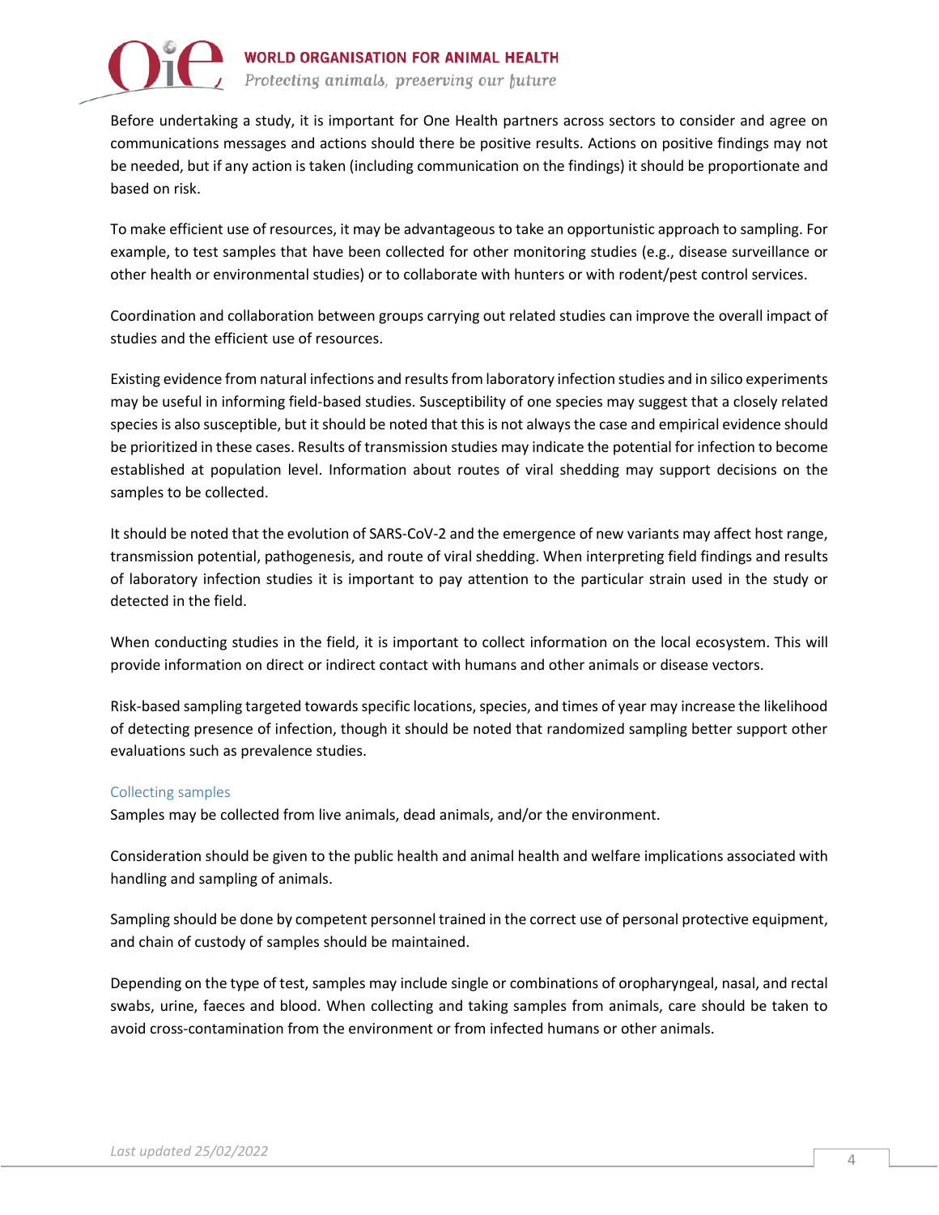Before undertaking a study, it is important for One Health partners across sectors to consider and agree on communications messages and actions should there be positive results. Actions on positive findings may not be needed, but if any action is taken (including communication on the findings) it should be proportionate and based on risk.

To make efficient use of resources, it may be advantageous to take an opportunistic approach to sampling. For example, to test samples that have been collected for other monitoring studies (e.g., disease surveillance or other health or environmental studies) or to collaborate with hunters or with rodent/pest control services.

Coordination and collaboration between groups carrying out related studies can improve the overall impact of studies and the efficient use of resources.

Existing evidence from natural infections and results from laboratory infection studies and in silico experiments may be useful in informing field-based studies. Susceptibility of one species may suggest that a closely related species is also susceptible, but it should be noted that this is not always the case and empirical evidence should be prioritized in these cases. Results of transmission studies may indicate the potential for infection to become established at population level. Information about routes of viral shedding may support decisions on the samples to be collected.

It should be noted that the evolution of SARS-CoV-2 and the emergence of new variants may affect host range, transmission potential, pathogenesis, and route of viral shedding. When interpreting field findings and results of laboratory infection studies it is important to pay attention to the particular strain used in the study or detected in the field.

When conducting studies in the field, it is important to collect information on the local ecosystem. This will provide information on direct or indirect contact with humans and other animals or disease vectors.

Risk-based sampling targeted towards specific locations, species, and times of year may increase the likelihood of detecting presence of infection, though it should be noted that randomized sampling better support other evaluations such as prevalence studies.

### Collecting samples

Samples may be collected from live animals, dead animals, and/or the environment.

Consideration should be given to the public health and animal health and welfare implications associated with handling and sampling of animals.

Sampling should be done by competent personnel trained in the correct use of personal protective equipment, and chain of custody of samples should be maintained.

Depending on the type of test, samples may include single or combinations of oropharyngeal, nasal, and rectal swabs, urine, faeces and blood. When collecting and taking samples from animals, care should be taken to avoid cross-contamination from the environment or from infected humans or other animals.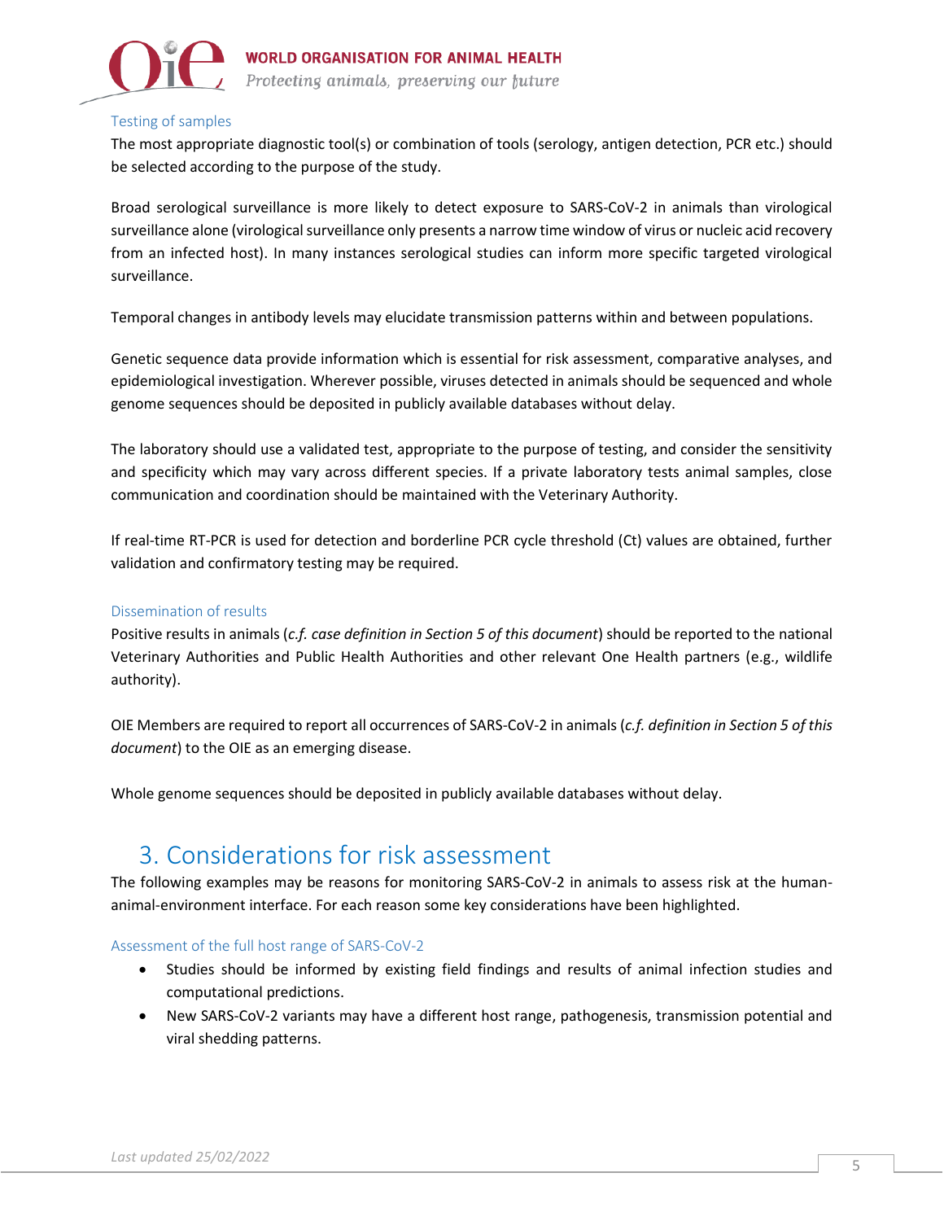### Testing of samples

The most appropriate diagnostic tool(s) or combination of tools (serology, antigen detection, PCR etc.) should be selected according to the purpose of the study.

Broad serological surveillance is more likely to detect exposure to SARS-CoV-2 in animals than virological surveillance alone (virological surveillance only presents a narrow time window of virus or nucleic acid recovery from an infected host). In many instances serological studies can inform more specific targeted virological surveillance.

Temporal changes in antibody levels may elucidate transmission patterns within and between populations.

Genetic sequence data provide information which is essential for risk assessment, comparative analyses, and epidemiological investigation. Wherever possible, viruses detected in animals should be sequenced and whole genome sequences should be deposited in publicly available databases without delay.

The laboratory should use a validated test, appropriate to the purpose of testing, and consider the sensitivity and specificity which may vary across different species. If a private laboratory tests animal samples, close communication and coordination should be maintained with the Veterinary Authority.

If real-time RT-PCR is used for detection and borderline PCR cycle threshold (Ct) values are obtained, further validation and confirmatory testing may be required.

### Dissemination of results

Positive results in animals (*c.f. case definition in Section 5 of this document*) should be reported to the national Veterinary Authorities and Public Health Authorities and other relevant One Health partners (e.g., wildlife authority).

OIE Members are required to report all occurrences of SARS-CoV-2 in animals (*c.f. definition in Section 5 of this document*) to the OIE as an emerging disease.

Whole genome sequences should be deposited in publicly available databases without delay.

## 3. Considerations for risk assessment

The following examples may be reasons for monitoring SARS-CoV-2 in animals to assess risk at the human-animal-environment interface. For each reason some key considerations have been highlighted.

### Assessment of the full host range of SARS-CoV-2

- Studies should be informed by existing field findings and results of animal infection studies and computational predictions.
- New SARS-CoV-2 variants may have a different host range, pathogenesis, transmission potential and viral shedding patterns.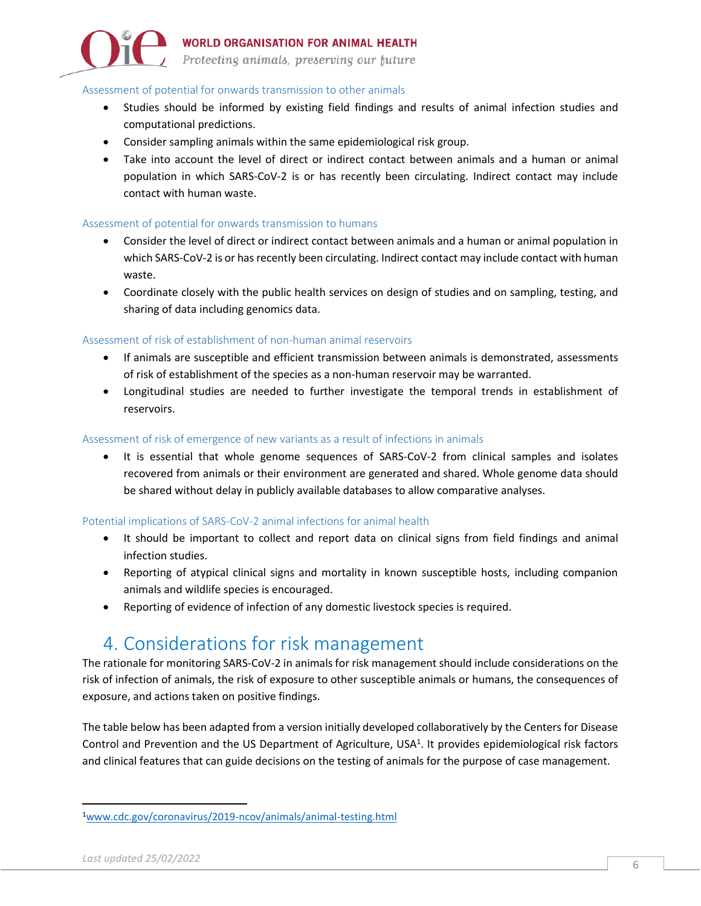### Assessment of potential for onwards transmission to other animals

- Studies should be informed by existing field findings and results of animal infection studies and computational predictions.
- Consider sampling animals within the same epidemiological risk group.
- Take into account the level of direct or indirect contact between animals and a human or animal population in which SARS-CoV-2 is or has recently been circulating. Indirect contact may include contact with human waste.

### Assessment of potential for onwards transmission to humans

- Consider the level of direct or indirect contact between animals and a human or animal population in which SARS-CoV-2 is or has recently been circulating. Indirect contact may include contact with human waste.
- Coordinate closely with the public health services on design of studies and on sampling, testing, and sharing of data including genomics data.

### Assessment of risk of establishment of non-human animal reservoirs

- If animals are susceptible and efficient transmission between animals is demonstrated, assessments of risk of establishment of the species as a non-human reservoir may be warranted.
- Longitudinal studies are needed to further investigate the temporal trends in establishment of reservoirs.

### Assessment of risk of emergence of new variants as a result of infections in animals

- It is essential that whole genome sequences of SARS-CoV-2 from clinical samples and isolates recovered from animals or their environment are generated and shared. Whole genome data should be shared without delay in publicly available databases to allow comparative analyses.

### Potential implications of SARS-CoV-2 animal infections for animal health

- It should be important to collect and report data on clinical signs from field findings and animal infection studies.
- Reporting of atypical clinical signs and mortality in known susceptible hosts, including companion animals and wildlife species is encouraged.
- Reporting of evidence of infection of any domestic livestock species is required.

## 4. Considerations for risk management

The rationale for monitoring SARS-CoV-2 in animals for risk management should include considerations on the risk of infection of animals, the risk of exposure to other susceptible animals or humans, the consequences of exposure, and actions taken on positive findings.

The table below has been adapted from a version initially developed collaboratively by the Centers for Disease Control and Prevention and the US Department of Agriculture, USA[1]. It provides epidemiological risk factors and clinical features that can guide decisions on the testing of animals for the purpose of case management.

[1] www.cdc.gov/coronavirus/2019-ncov/animals/animal-testing.html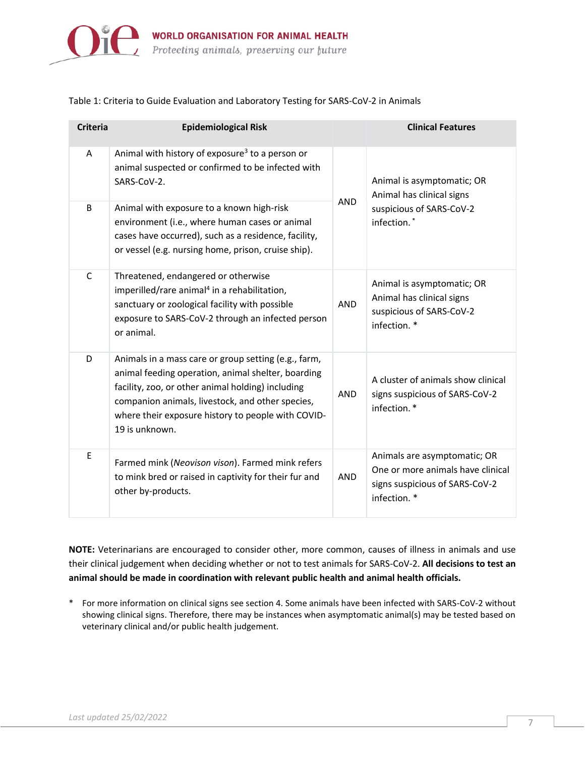Table 1: Criteria to Guide Evaluation and Laboratory Testing for SARS-CoV-2 in Animals

| Criteria | Epidemiological Risk | | Clinical Features |
|---|---|---|---|
| A | Animal with history of exposure[3] to a person or animal suspected or confirmed to be infected with SARS-CoV-2. | AND | Animal is asymptomatic; OR Animal has clinical signs suspicious of SARS-CoV-2 infection. * |
| B | Animal with exposure to a known high-risk environment (i.e., where human cases or animal cases have occurred), such as a residence, facility, or vessel (e.g. nursing home, prison, cruise ship). | | |
| C | Threatened, endangered or otherwise imperilled/rare animal[4] in a rehabilitation, sanctuary or zoological facility with possible exposure to SARS-CoV-2 through an infected person or animal. | AND | Animal is asymptomatic; OR Animal has clinical signs suspicious of SARS-CoV-2 infection. * |
| D | Animals in a mass care or group setting (e.g., farm, animal feeding operation, animal shelter, boarding facility, zoo, or other animal holding) including companion animals, livestock, and other species, where their exposure history to people with COVID-19 is unknown. | AND | A cluster of animals show clinical signs suspicious of SARS-CoV-2 infection. * |
| E | Farmed mink (*Neovison vison*). Farmed mink refers to mink bred or raised in captivity for their fur and other by-products. | AND | Animals are asymptomatic; OR One or more animals have clinical signs suspicious of SARS-CoV-2 infection. * |

**NOTE:** Veterinarians are encouraged to consider other, more common, causes of illness in animals and use their clinical judgement when deciding whether or not to test animals for SARS-CoV-2. **All decisions to test an animal should be made in coordination with relevant public health and animal health officials.**

\* For more information on clinical signs see section 4. Some animals have been infected with SARS-CoV-2 without showing clinical signs. Therefore, there may be instances when asymptomatic animal(s) may be tested based on veterinary clinical and/or public health judgement.

*Last updated 25/02/2022*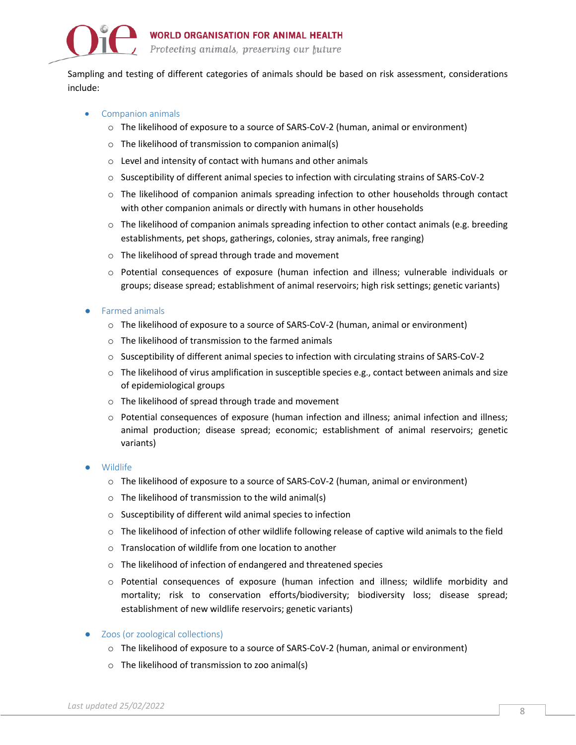Sampling and testing of different categories of animals should be based on risk assessment, considerations include:

- Companion animals
  - The likelihood of exposure to a source of SARS-CoV-2 (human, animal or environment)
  - The likelihood of transmission to companion animal(s)
  - Level and intensity of contact with humans and other animals
  - Susceptibility of different animal species to infection with circulating strains of SARS-CoV-2
  - The likelihood of companion animals spreading infection to other households through contact with other companion animals or directly with humans in other households
  - The likelihood of companion animals spreading infection to other contact animals (e.g. breeding establishments, pet shops, gatherings, colonies, stray animals, free ranging)
  - The likelihood of spread through trade and movement
  - Potential consequences of exposure (human infection and illness; vulnerable individuals or groups; disease spread; establishment of animal reservoirs; high risk settings; genetic variants)
- Farmed animals
  - The likelihood of exposure to a source of SARS-CoV-2 (human, animal or environment)
  - The likelihood of transmission to the farmed animals
  - Susceptibility of different animal species to infection with circulating strains of SARS-CoV-2
  - The likelihood of virus amplification in susceptible species e.g., contact between animals and size of epidemiological groups
  - The likelihood of spread through trade and movement
  - Potential consequences of exposure (human infection and illness; animal infection and illness; animal production; disease spread; economic; establishment of animal reservoirs; genetic variants)
- Wildlife
  - The likelihood of exposure to a source of SARS-CoV-2 (human, animal or environment)
  - The likelihood of transmission to the wild animal(s)
  - Susceptibility of different wild animal species to infection
  - The likelihood of infection of other wildlife following release of captive wild animals to the field
  - Translocation of wildlife from one location to another
  - The likelihood of infection of endangered and threatened species
  - Potential consequences of exposure (human infection and illness; wildlife morbidity and mortality; risk to conservation efforts/biodiversity; biodiversity loss; disease spread; establishment of new wildlife reservoirs; genetic variants)
- Zoos (or zoological collections)
  - The likelihood of exposure to a source of SARS-CoV-2 (human, animal or environment)
  - The likelihood of transmission to zoo animal(s)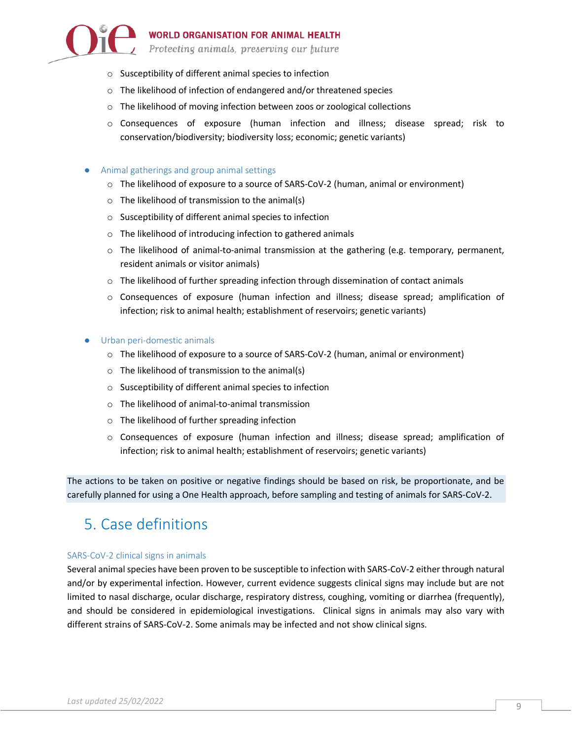- Susceptibility of different animal species to infection
  - The likelihood of infection of endangered and/or threatened species
  - The likelihood of moving infection between zoos or zoological collections
  - Consequences of exposure (human infection and illness; disease spread; risk to conservation/biodiversity; biodiversity loss; economic; genetic variants)

- Animal gatherings and group animal settings
  - The likelihood of exposure to a source of SARS-CoV-2 (human, animal or environment)
  - The likelihood of transmission to the animal(s)
  - Susceptibility of different animal species to infection
  - The likelihood of introducing infection to gathered animals
  - The likelihood of animal-to-animal transmission at the gathering (e.g. temporary, permanent, resident animals or visitor animals)
  - The likelihood of further spreading infection through dissemination of contact animals
  - Consequences of exposure (human infection and illness; disease spread; amplification of infection; risk to animal health; establishment of reservoirs; genetic variants)

- Urban peri-domestic animals
  - The likelihood of exposure to a source of SARS-CoV-2 (human, animal or environment)
  - The likelihood of transmission to the animal(s)
  - Susceptibility of different animal species to infection
  - The likelihood of animal-to-animal transmission
  - The likelihood of further spreading infection
  - Consequences of exposure (human infection and illness; disease spread; amplification of infection; risk to animal health; establishment of reservoirs; genetic variants)

The actions to be taken on positive or negative findings should be based on risk, be proportionate, and be carefully planned for using a One Health approach, before sampling and testing of animals for SARS-CoV-2.

## 5. Case definitions

### SARS-CoV-2 clinical signs in animals

Several animal species have been proven to be susceptible to infection with SARS-CoV-2 either through natural and/or by experimental infection. However, current evidence suggests clinical signs may include but are not limited to nasal discharge, ocular discharge, respiratory distress, coughing, vomiting or diarrhea (frequently), and should be considered in epidemiological investigations. Clinical signs in animals may also vary with different strains of SARS-CoV-2. Some animals may be infected and not show clinical signs.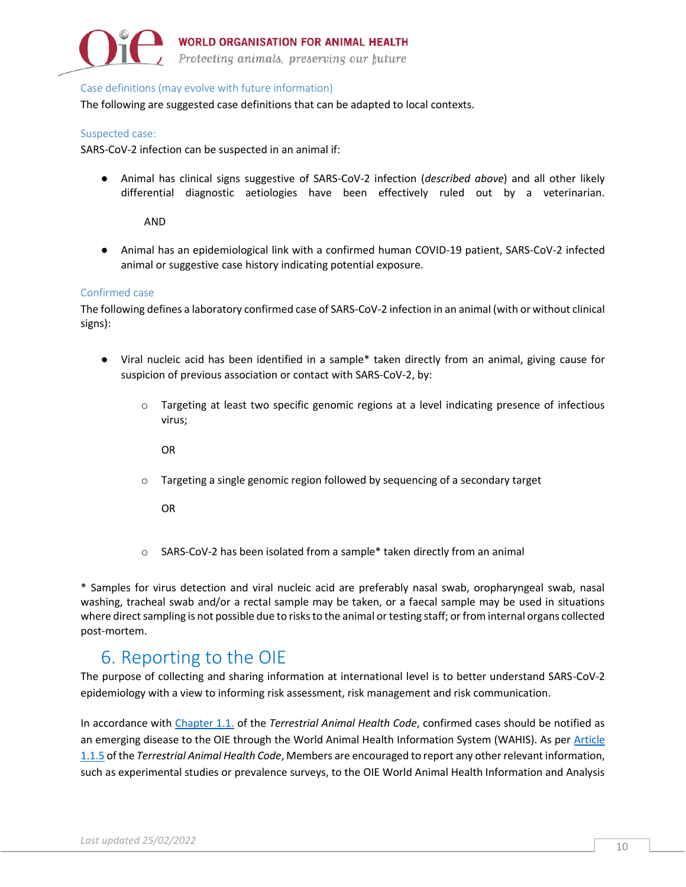### Case definitions (may evolve with future information)

The following are suggested case definitions that can be adapted to local contexts.

#### Suspected case:

SARS-CoV-2 infection can be suspected in an animal if:

- Animal has clinical signs suggestive of SARS-CoV-2 infection (*described above*) and all other likely differential diagnostic aetiologies have been effectively ruled out by a veterinarian.

  AND

- Animal has an epidemiological link with a confirmed human COVID-19 patient, SARS-CoV-2 infected animal or suggestive case history indicating potential exposure.

#### Confirmed case

The following defines a laboratory confirmed case of SARS-CoV-2 infection in an animal (with or without clinical signs):

- Viral nucleic acid has been identified in a sample* taken directly from an animal, giving cause for suspicion of previous association or contact with SARS-CoV-2, by:
  - Targeting at least two specific genomic regions at a level indicating presence of infectious virus;

    OR

  - Targeting a single genomic region followed by sequencing of a secondary target

    OR

  - SARS-CoV-2 has been isolated from a sample* taken directly from an animal

* Samples for virus detection and viral nucleic acid are preferably nasal swab, oropharyngeal swab, nasal washing, tracheal swab and/or a rectal sample may be taken, or a faecal sample may be used in situations where direct sampling is not possible due to risks to the animal or testing staff; or from internal organs collected post-mortem.

## 6. Reporting to the OIE

The purpose of collecting and sharing information at international level is to better understand SARS-CoV-2 epidemiology with a view to informing risk assessment, risk management and risk communication.

In accordance with Chapter 1.1. of the *Terrestrial Animal Health Code*, confirmed cases should be notified as an emerging disease to the OIE through the World Animal Health Information System (WAHIS). As per Article 1.1.5 of the *Terrestrial Animal Health Code*, Members are encouraged to report any other relevant information, such as experimental studies or prevalence surveys, to the OIE World Animal Health Information and Analysis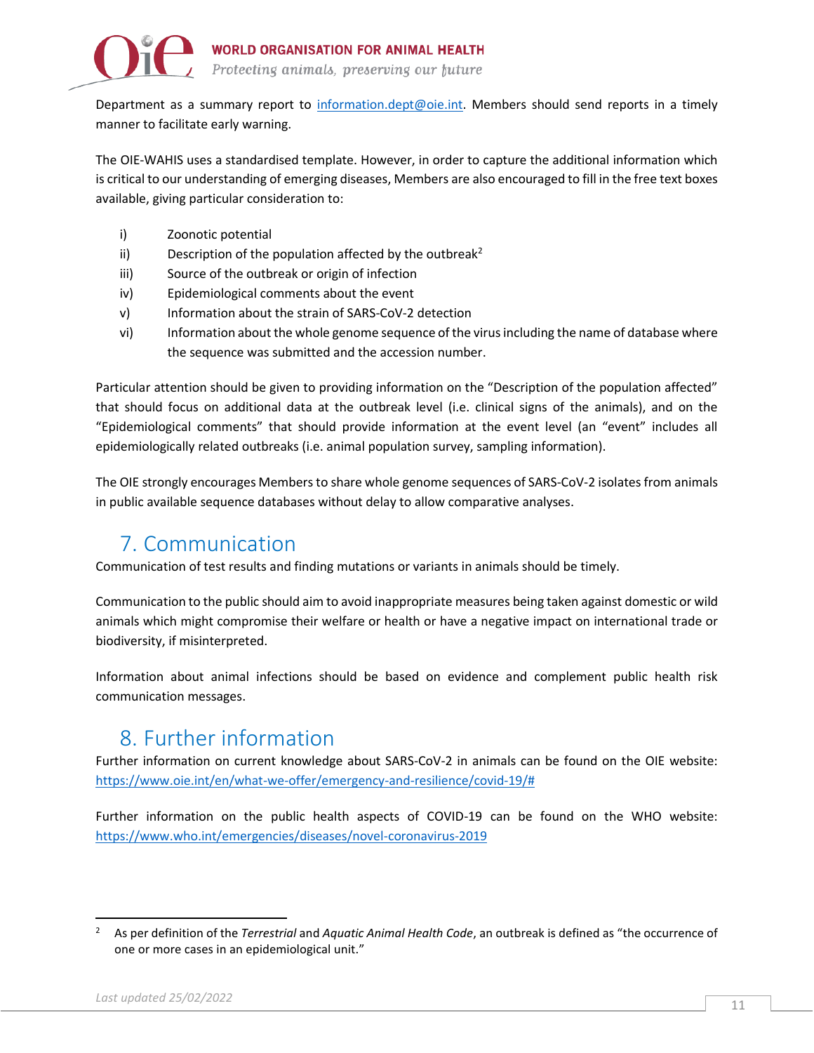Department as a summary report to information.dept@oie.int. Members should send reports in a timely manner to facilitate early warning.

The OIE-WAHIS uses a standardised template. However, in order to capture the additional information which is critical to our understanding of emerging diseases, Members are also encouraged to fill in the free text boxes available, giving particular consideration to:

- i) Zoonotic potential
- ii) Description of the population affected by the outbreak[2]
- iii) Source of the outbreak or origin of infection
- iv) Epidemiological comments about the event
- v) Information about the strain of SARS-CoV-2 detection
- vi) Information about the whole genome sequence of the virus including the name of database where the sequence was submitted and the accession number.

Particular attention should be given to providing information on the "Description of the population affected" that should focus on additional data at the outbreak level (i.e. clinical signs of the animals), and on the "Epidemiological comments" that should provide information at the event level (an "event" includes all epidemiologically related outbreaks (i.e. animal population survey, sampling information).

The OIE strongly encourages Members to share whole genome sequences of SARS-CoV-2 isolates from animals in public available sequence databases without delay to allow comparative analyses.

## 7. Communication

Communication of test results and finding mutations or variants in animals should be timely.

Communication to the public should aim to avoid inappropriate measures being taken against domestic or wild animals which might compromise their welfare or health or have a negative impact on international trade or biodiversity, if misinterpreted.

Information about animal infections should be based on evidence and complement public health risk communication messages.

## 8. Further information

Further information on current knowledge about SARS-CoV-2 in animals can be found on the OIE website: https://www.oie.int/en/what-we-offer/emergency-and-resilience/covid-19/#

Further information on the public health aspects of COVID-19 can be found on the WHO website: https://www.who.int/emergencies/diseases/novel-coronavirus-2019

---

[2] As per definition of the *Terrestrial* and *Aquatic Animal Health Code*, an outbreak is defined as "the occurrence of one or more cases in an epidemiological unit."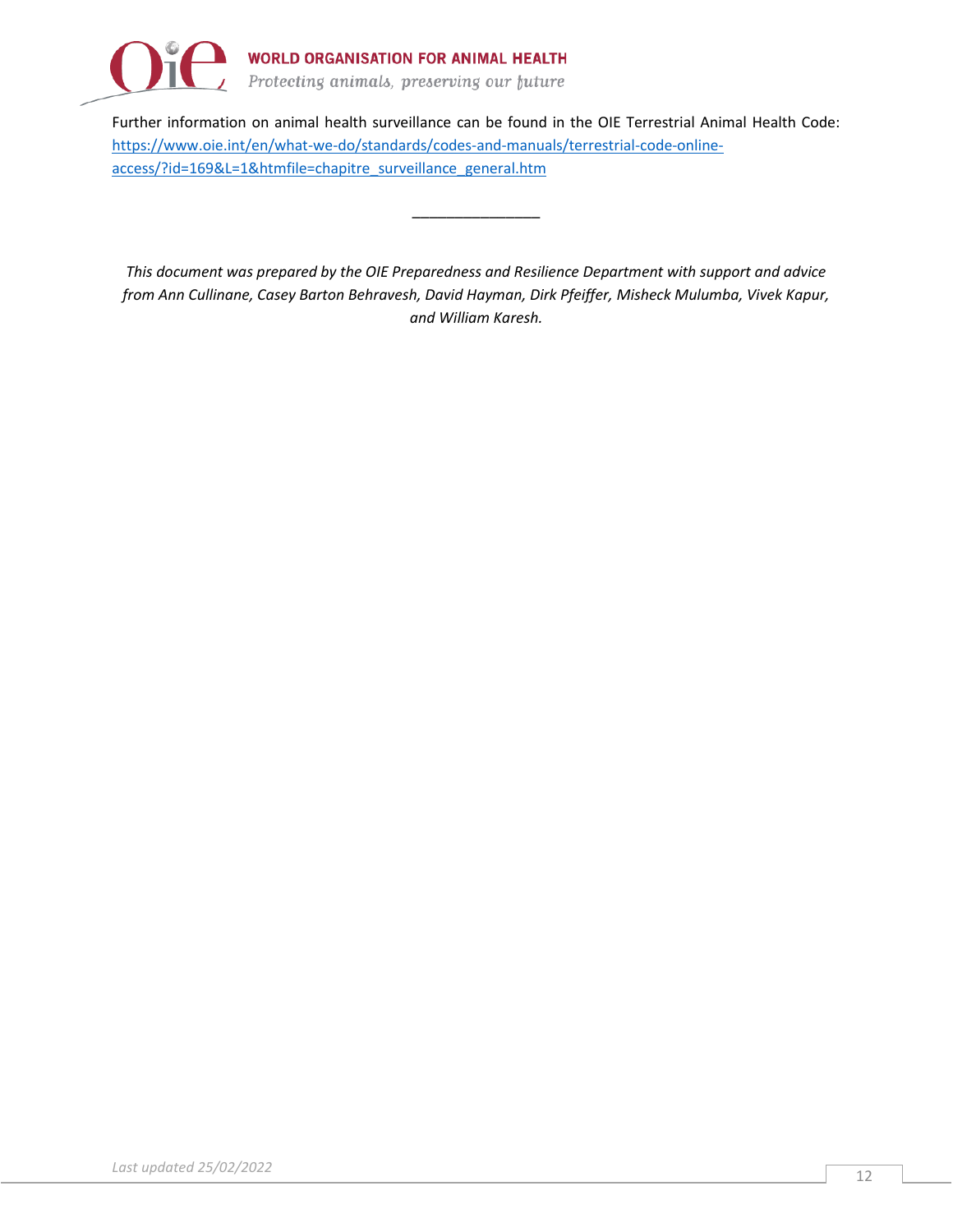Further information on animal health surveillance can be found in the OIE Terrestrial Animal Health Code: [https://www.oie.int/en/what-we-do/standards/codes-and-manuals/terrestrial-code-online-access/?id=169&L=1&htmfile=chapitre_surveillance_general.htm](https://www.oie.int/en/what-we-do/standards/codes-and-manuals/terrestrial-code-online-access/?id=169&L=1&htmfile=chapitre_surveillance_general.htm)

---

*This document was prepared by the OIE Preparedness and Resilience Department with support and advice from Ann Cullinane, Casey Barton Behravesh, David Hayman, Dirk Pfeiffer, Misheck Mulumba, Vivek Kapur, and William Karesh.*

*Last updated 25/02/2022*